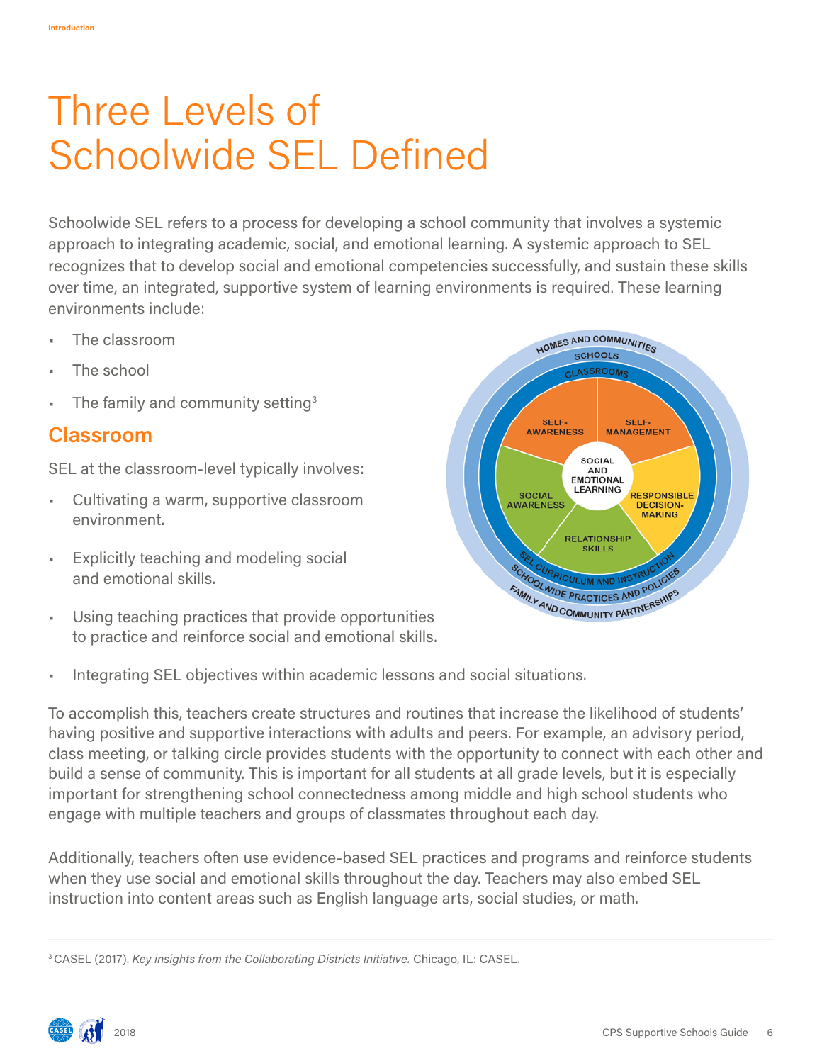# Three Levels of Schoolwide SEL Defined

Schoolwide SEL refers to a process for developing a school community that involves a systemic approach to integrating academic, social, and emotional learning. A systemic approach to SEL recognizes that to develop social and emotional competencies successfully, and sustain these skills over time, an integrated, supportive system of learning environments is required. These learning environments include:

- The classroom
- The school
- The family and community setting[3]

## Classroom

SEL at the classroom-level typically involves:

- Cultivating a warm, supportive classroom environment.
- Explicitly teaching and modeling social and emotional skills.
- Using teaching practices that provide opportunities to practice and reinforce social and emotional skills.
- Integrating SEL objectives within academic lessons and social situations.

To accomplish this, teachers create structures and routines that increase the likelihood of students' having positive and supportive interactions with adults and peers. For example, an advisory period, class meeting, or talking circle provides students with the opportunity to connect with each other and build a sense of community. This is important for all students at all grade levels, but it is especially important for strengthening school connectedness among middle and high school students who engage with multiple teachers and groups of classmates throughout each day.

Additionally, teachers often use evidence-based SEL practices and programs and reinforce students when they use social and emotional skills throughout the day. Teachers may also embed SEL instruction into content areas such as English language arts, social studies, or math.

[3] CASEL (2017). *Key insights from the Collaborating Districts Initiative.* Chicago, IL: CASEL.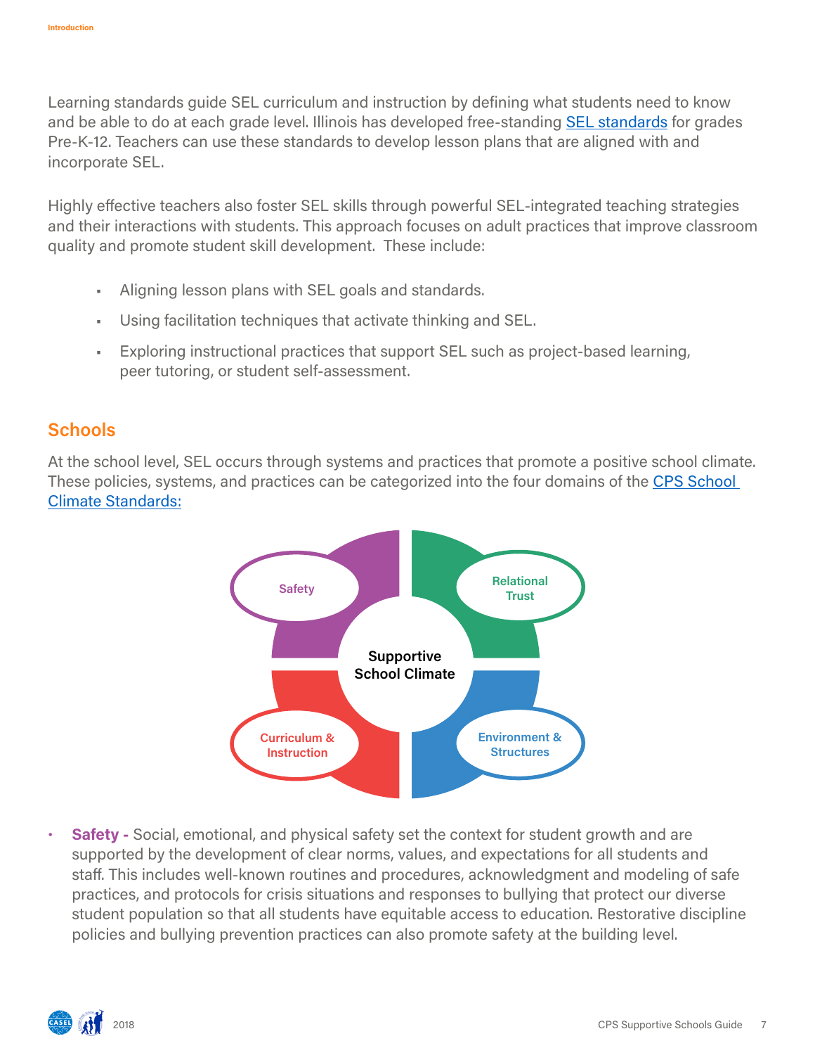Learning standards guide SEL curriculum and instruction by defining what students need to know and be able to do at each grade level. Illinois has developed free-standing [SEL standards] for grades Pre-K-12. Teachers can use these standards to develop lesson plans that are aligned with and incorporate SEL.

Highly effective teachers also foster SEL skills through powerful SEL-integrated teaching strategies and their interactions with students. This approach focuses on adult practices that improve classroom quality and promote student skill development. These include:

- Aligning lesson plans with SEL goals and standards.
- Using facilitation techniques that activate thinking and SEL.
- Exploring instructional practices that support SEL such as project-based learning, peer tutoring, or student self-assessment.

## Schools

At the school level, SEL occurs through systems and practices that promote a positive school climate. These policies, systems, and practices can be categorized into the four domains of the CPS School Climate Standards:

Supportive School Climate: Safety; Relational Trust; Curriculum & Instruction; Environment & Structures

- **Safety -** Social, emotional, and physical safety set the context for student growth and are supported by the development of clear norms, values, and expectations for all students and staff. This includes well-known routines and procedures, acknowledgment and modeling of safe practices, and protocols for crisis situations and responses to bullying that protect our diverse student population so that all students have equitable access to education. Restorative discipline policies and bullying prevention practices can also promote safety at the building level.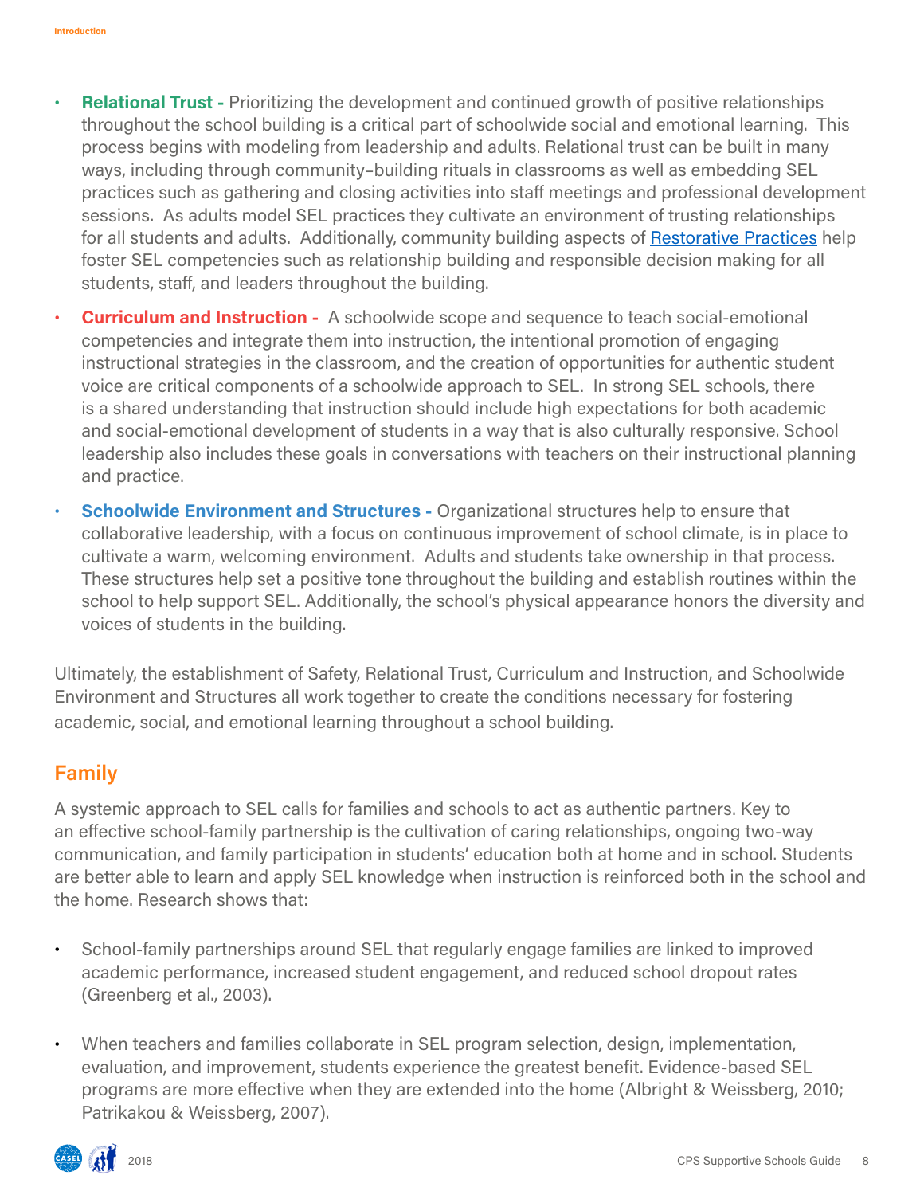- **Relational Trust -** Prioritizing the development and continued growth of positive relationships throughout the school building is a critical part of schoolwide social and emotional learning. This process begins with modeling from leadership and adults. Relational trust can be built in many ways, including through community–building rituals in classrooms as well as embedding SEL practices such as gathering and closing activities into staff meetings and professional development sessions. As adults model SEL practices they cultivate an environment of trusting relationships for all students and adults. Additionally, community building aspects of [Restorative Practices] help foster SEL competencies such as relationship building and responsible decision making for all students, staff, and leaders throughout the building.

- **Curriculum and Instruction -** A schoolwide scope and sequence to teach social-emotional competencies and integrate them into instruction, the intentional promotion of engaging instructional strategies in the classroom, and the creation of opportunities for authentic student voice are critical components of a schoolwide approach to SEL. In strong SEL schools, there is a shared understanding that instruction should include high expectations for both academic and social-emotional development of students in a way that is also culturally responsive. School leadership also includes these goals in conversations with teachers on their instructional planning and practice.

- **Schoolwide Environment and Structures -** Organizational structures help to ensure that collaborative leadership, with a focus on continuous improvement of school climate, is in place to cultivate a warm, welcoming environment. Adults and students take ownership in that process. These structures help set a positive tone throughout the building and establish routines within the school to help support SEL. Additionally, the school's physical appearance honors the diversity and voices of students in the building.

Ultimately, the establishment of Safety, Relational Trust, Curriculum and Instruction, and Schoolwide Environment and Structures all work together to create the conditions necessary for fostering academic, social, and emotional learning throughout a school building.

## Family

A systemic approach to SEL calls for families and schools to act as authentic partners. Key to an effective school-family partnership is the cultivation of caring relationships, ongoing two-way communication, and family participation in students' education both at home and in school. Students are better able to learn and apply SEL knowledge when instruction is reinforced both in the school and the home. Research shows that:

- School-family partnerships around SEL that regularly engage families are linked to improved academic performance, increased student engagement, and reduced school dropout rates (Greenberg et al., 2003).

- When teachers and families collaborate in SEL program selection, design, implementation, evaluation, and improvement, students experience the greatest benefit. Evidence-based SEL programs are more effective when they are extended into the home (Albright & Weissberg, 2010; Patrikakou & Weissberg, 2007).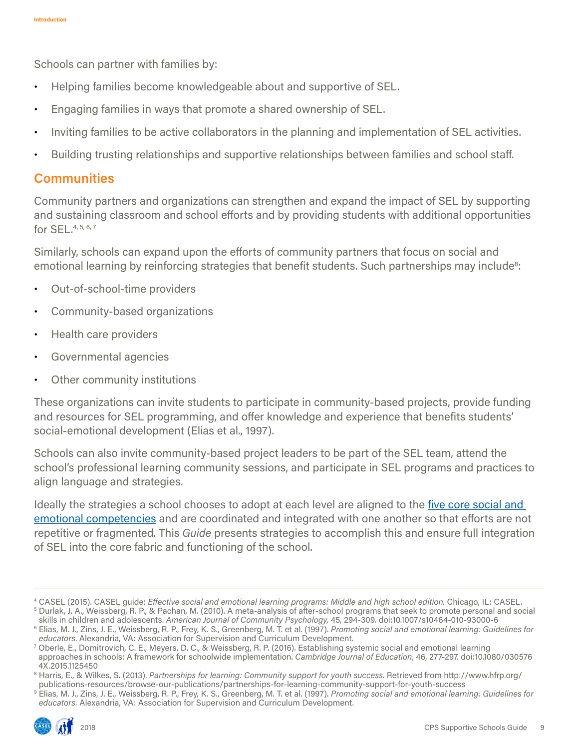Schools can partner with families by:

- Helping families become knowledgeable about and supportive of SEL.
- Engaging families in ways that promote a shared ownership of SEL.
- Inviting families to be active collaborators in the planning and implementation of SEL activities.
- Building trusting relationships and supportive relationships between families and school staff.

## Communities

Community partners and organizations can strengthen and expand the impact of SEL by supporting and sustaining classroom and school efforts and by providing students with additional opportunities for SEL.[4, 5, 6, 7]

Similarly, schools can expand upon the efforts of community partners that focus on social and emotional learning by reinforcing strategies that benefit students. Such partnerships may include[8]:

- Out-of-school-time providers
- Community-based organizations
- Health care providers
- Governmental agencies
- Other community institutions

These organizations can invite students to participate in community-based projects, provide funding and resources for SEL programming, and offer knowledge and experience that benefits students' social-emotional development (Elias et al., 1997).

Schools can also invite community-based project leaders to be part of the SEL team, attend the school's professional learning community sessions, and participate in SEL programs and practices to align language and strategies.

Ideally the strategies a school chooses to adopt at each level are aligned to the [five core social and emotional competencies] and are coordinated and integrated with one another so that efforts are not repetitive or fragmented. This *Guide* presents strategies to accomplish this and ensure full integration of SEL into the core fabric and functioning of the school.

---

[4] CASEL (2015). CASEL guide: *Effective social and emotional learning programs: Middle and high school edition.* Chicago, IL: CASEL.
[5] Durlak, J. A., Weissberg, R. P., & Pachan, M. (2010). A meta-analysis of after-school programs that seek to promote personal and social skills in children and adolescents. *American Journal of Community Psychology,* 45, 294-309. doi:10.1007/s10464-010-93000-6
[6] Elias, M. J., Zins, J. E., Weissberg, R. P., Frey, K. S., Greenberg, M. T. et al. (1997). *Promoting social and emotional learning: Guidelines for educators.* Alexandria, VA: Association for Supervision and Curriculum Development.
[7] Oberle, E., Domitrovich, C. E., Meyers, D. C., & Weissberg, R. P. (2016). Establishing systemic social and emotional learning approaches in schools: A framework for schoolwide implementation. *Cambridge Journal of Education*, 46, 277-297. doi:10.1080/0305764X.2015.1125450
[8] Harris, E., & Wilkes, S. (2013). *Partnerships for learning: Community support for youth success.* Retrieved from http://www.hfrp.org/publications-resources/browse-our-publications/partnerships-for-learning-community-support-for-youth-success
[9] Elias, M. J., Zins, J. E., Weissberg, R. P., Frey, K. S., Greenberg, M. T. et al. (1997). *Promoting social and emotional learning: Guidelines for educators.* Alexandria, VA: Association for Supervision and Curriculum Development.